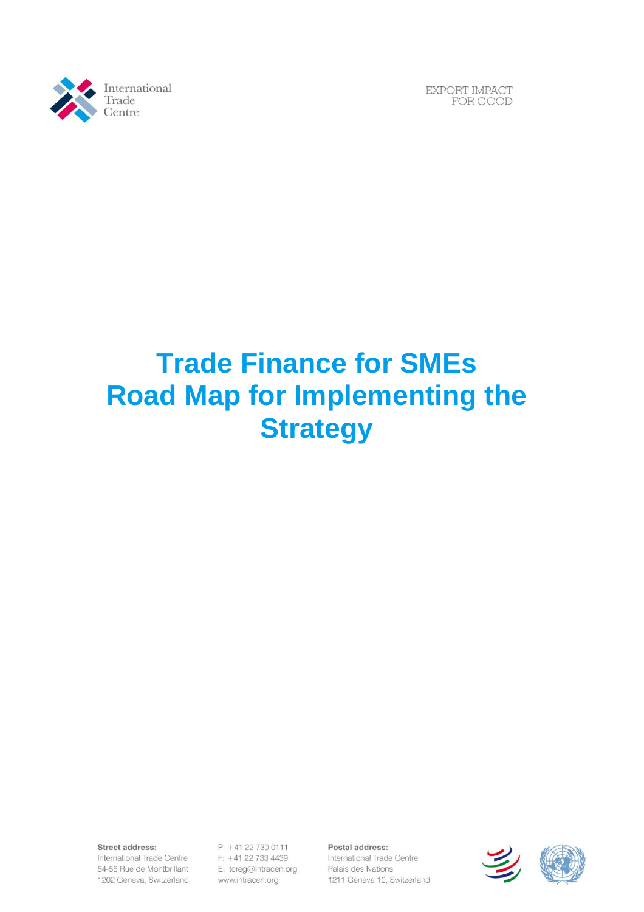International Trade Centre

EXPORT IMPACT FOR GOOD

# Trade Finance for SMEs Road Map for Implementing the Strategy

**Street address:**
International Trade Centre
54-56 Rue de Montbrillant
1202 Geneva, Switzerland

P: +41 22 730 0111
F: +41 22 733 4439
E: itcreg@intracen.org
www.intracen.org

**Postal address:**
International Trade Centre
Palais des Nations
1211 Geneva 10, Switzerland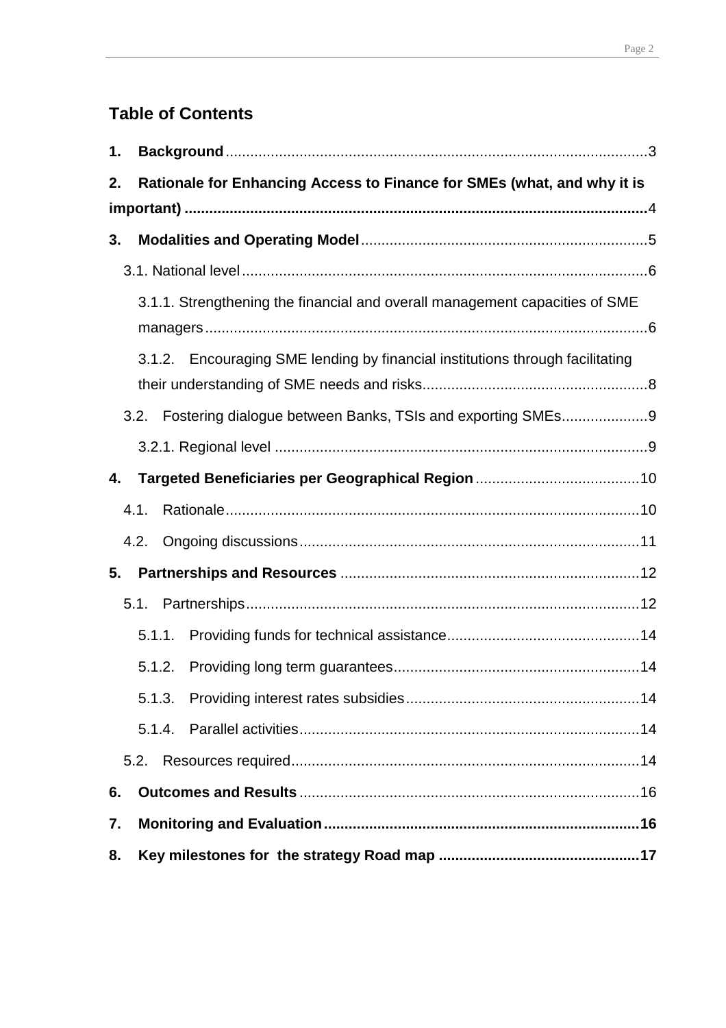## Table of Contents

1. **Background** ........................................ 3
2. **Rationale for Enhancing Access to Finance for SMEs (what, and why it is important)** ........................................ 4
3. **Modalities and Operating Model** ........................................ 5
   - 3.1. National level ........................................ 6
     - 3.1.1. Strengthening the financial and overall management capacities of SME managers ........................................ 6
     - 3.1.2. Encouraging SME lending by financial institutions through facilitating their understanding of SME needs and risks ........................................ 8
   - 3.2. Fostering dialogue between Banks, TSIs and exporting SMEs ........................................ 9
     - 3.2.1. Regional level ........................................ 9
4. **Targeted Beneficiaries per Geographical Region** ........................................ 10
   - 4.1. Rationale ........................................ 10
   - 4.2. Ongoing discussions ........................................ 11
5. **Partnerships and Resources** ........................................ 12
   - 5.1. Partnerships ........................................ 12
     - 5.1.1. Providing funds for technical assistance ........................................ 14
     - 5.1.2. Providing long term guarantees ........................................ 14
     - 5.1.3. Providing interest rates subsidies ........................................ 14
     - 5.1.4. Parallel activities ........................................ 14
   - 5.2. Resources required ........................................ 14
6. **Outcomes and Results** ........................................ 16
7. **Monitoring and Evaluation** ........................................ 16
8. **Key milestones for the strategy Road map** ........................................ 17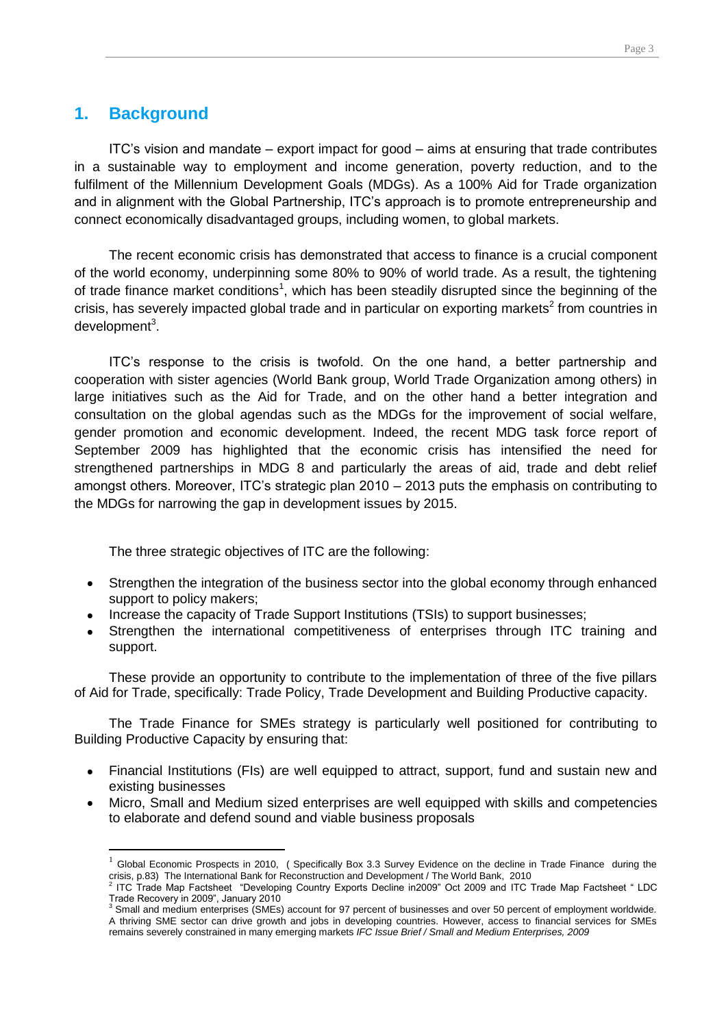## 1. Background

ITC's vision and mandate – export impact for good – aims at ensuring that trade contributes in a sustainable way to employment and income generation, poverty reduction, and to the fulfilment of the Millennium Development Goals (MDGs). As a 100% Aid for Trade organization and in alignment with the Global Partnership, ITC's approach is to promote entrepreneurship and connect economically disadvantaged groups, including women, to global markets.

The recent economic crisis has demonstrated that access to finance is a crucial component of the world economy, underpinning some 80% to 90% of world trade. As a result, the tightening of trade finance market conditions[1], which has been steadily disrupted since the beginning of the crisis, has severely impacted global trade and in particular on exporting markets[2] from countries in development[3].

ITC's response to the crisis is twofold. On the one hand, a better partnership and cooperation with sister agencies (World Bank group, World Trade Organization among others) in large initiatives such as the Aid for Trade, and on the other hand a better integration and consultation on the global agendas such as the MDGs for the improvement of social welfare, gender promotion and economic development. Indeed, the recent MDG task force report of September 2009 has highlighted that the economic crisis has intensified the need for strengthened partnerships in MDG 8 and particularly the areas of aid, trade and debt relief amongst others. Moreover, ITC's strategic plan 2010 – 2013 puts the emphasis on contributing to the MDGs for narrowing the gap in development issues by 2015.

The three strategic objectives of ITC are the following:

- Strengthen the integration of the business sector into the global economy through enhanced support to policy makers;
- Increase the capacity of Trade Support Institutions (TSIs) to support businesses;
- Strengthen the international competitiveness of enterprises through ITC training and support.

These provide an opportunity to contribute to the implementation of three of the five pillars of Aid for Trade, specifically: Trade Policy, Trade Development and Building Productive capacity.

The Trade Finance for SMEs strategy is particularly well positioned for contributing to Building Productive Capacity by ensuring that:

- Financial Institutions (FIs) are well equipped to attract, support, fund and sustain new and existing businesses
- Micro, Small and Medium sized enterprises are well equipped with skills and competencies to elaborate and defend sound and viable business proposals

---

[1] Global Economic Prospects in 2010, ( Specifically Box 3.3 Survey Evidence on the decline in Trade Finance during the crisis, p.83) The International Bank for Reconstruction and Development / The World Bank, 2010

[2] ITC Trade Map Factsheet "Developing Country Exports Decline in2009" Oct 2009 and ITC Trade Map Factsheet " LDC Trade Recovery in 2009", January 2010

[3] Small and medium enterprises (SMEs) account for 97 percent of businesses and over 50 percent of employment worldwide. A thriving SME sector can drive growth and jobs in developing countries. However, access to financial services for SMEs remains severely constrained in many emerging markets *IFC Issue Brief / Small and Medium Enterprises, 2009*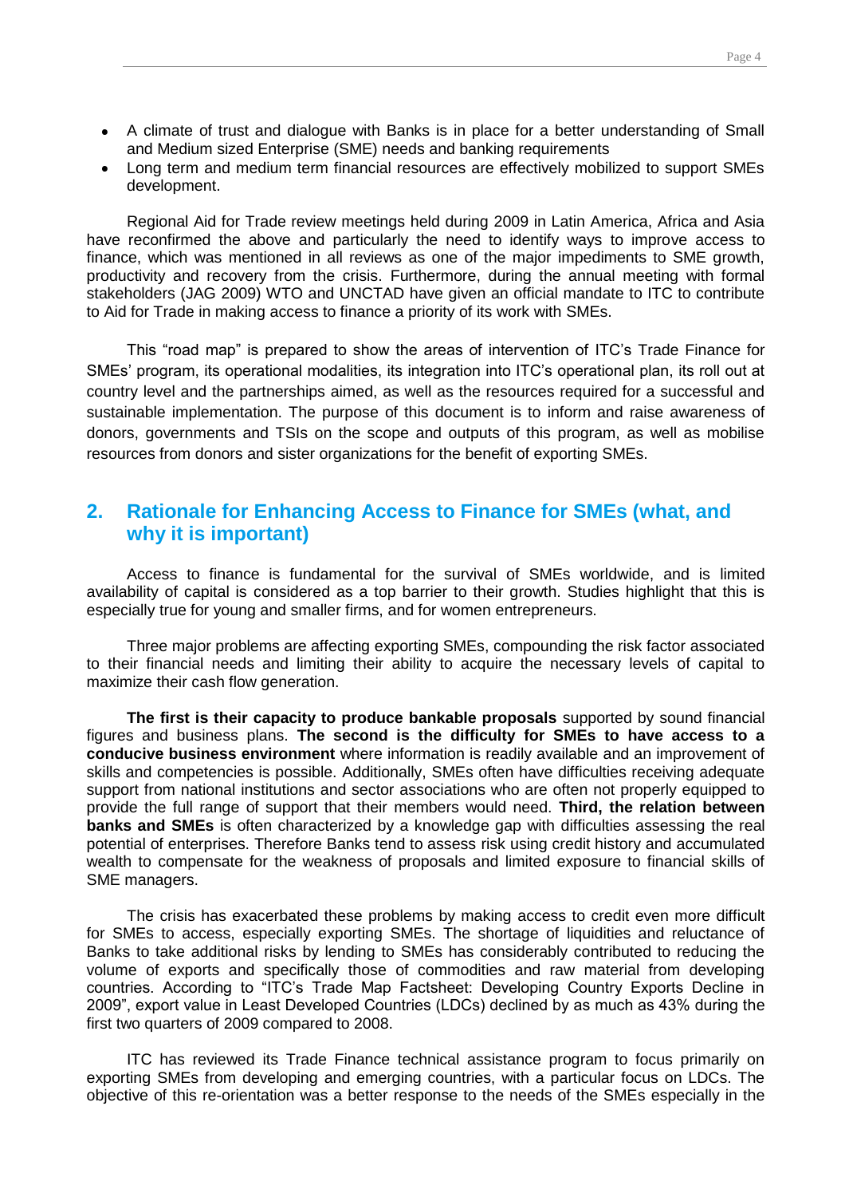- A climate of trust and dialogue with Banks is in place for a better understanding of Small and Medium sized Enterprise (SME) needs and banking requirements
- Long term and medium term financial resources are effectively mobilized to support SMEs development.

Regional Aid for Trade review meetings held during 2009 in Latin America, Africa and Asia have reconfirmed the above and particularly the need to identify ways to improve access to finance, which was mentioned in all reviews as one of the major impediments to SME growth, productivity and recovery from the crisis. Furthermore, during the annual meeting with formal stakeholders (JAG 2009) WTO and UNCTAD have given an official mandate to ITC to contribute to Aid for Trade in making access to finance a priority of its work with SMEs.

This "road map" is prepared to show the areas of intervention of ITC's Trade Finance for SMEs' program, its operational modalities, its integration into ITC's operational plan, its roll out at country level and the partnerships aimed, as well as the resources required for a successful and sustainable implementation. The purpose of this document is to inform and raise awareness of donors, governments and TSIs on the scope and outputs of this program, as well as mobilise resources from donors and sister organizations for the benefit of exporting SMEs.

## 2. Rationale for Enhancing Access to Finance for SMEs (what, and why it is important)

Access to finance is fundamental for the survival of SMEs worldwide, and is limited availability of capital is considered as a top barrier to their growth. Studies highlight that this is especially true for young and smaller firms, and for women entrepreneurs.

Three major problems are affecting exporting SMEs, compounding the risk factor associated to their financial needs and limiting their ability to acquire the necessary levels of capital to maximize their cash flow generation.

**The first is their capacity to produce bankable proposals** supported by sound financial figures and business plans. **The second is the difficulty for SMEs to have access to a conducive business environment** where information is readily available and an improvement of skills and competencies is possible. Additionally, SMEs often have difficulties receiving adequate support from national institutions and sector associations who are often not properly equipped to provide the full range of support that their members would need. **Third, the relation between banks and SMEs** is often characterized by a knowledge gap with difficulties assessing the real potential of enterprises. Therefore Banks tend to assess risk using credit history and accumulated wealth to compensate for the weakness of proposals and limited exposure to financial skills of SME managers.

The crisis has exacerbated these problems by making access to credit even more difficult for SMEs to access, especially exporting SMEs. The shortage of liquidities and reluctance of Banks to take additional risks by lending to SMEs has considerably contributed to reducing the volume of exports and specifically those of commodities and raw material from developing countries. According to "ITC's Trade Map Factsheet: Developing Country Exports Decline in 2009", export value in Least Developed Countries (LDCs) declined by as much as 43% during the first two quarters of 2009 compared to 2008.

ITC has reviewed its Trade Finance technical assistance program to focus primarily on exporting SMEs from developing and emerging countries, with a particular focus on LDCs. The objective of this re-orientation was a better response to the needs of the SMEs especially in the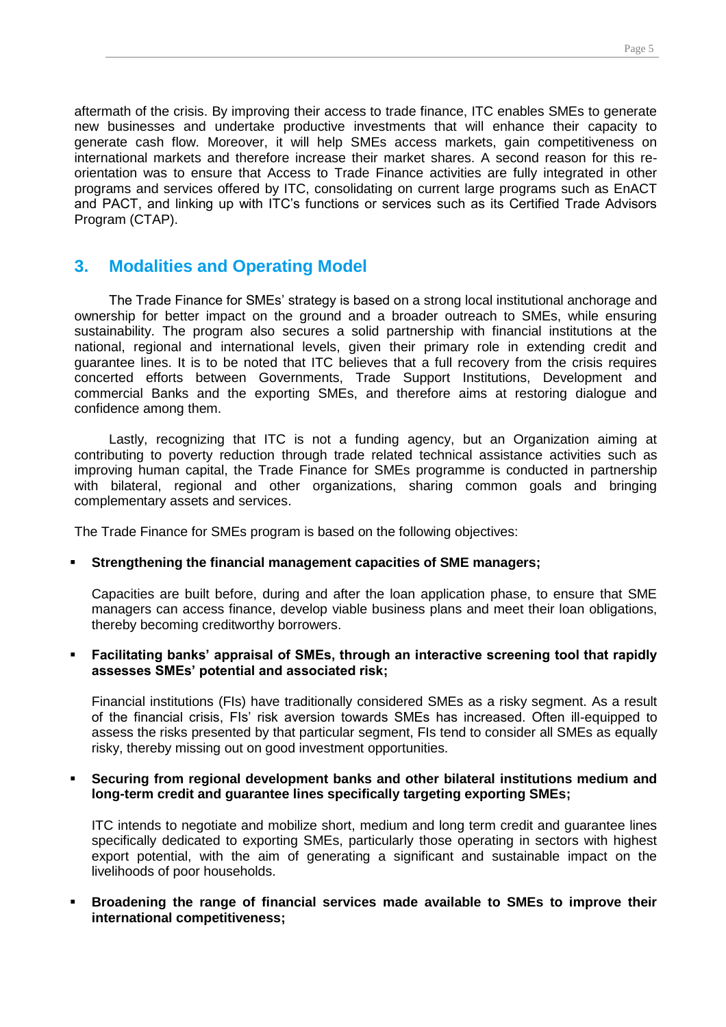aftermath of the crisis. By improving their access to trade finance, ITC enables SMEs to generate new businesses and undertake productive investments that will enhance their capacity to generate cash flow. Moreover, it will help SMEs access markets, gain competitiveness on international markets and therefore increase their market shares. A second reason for this re-orientation was to ensure that Access to Trade Finance activities are fully integrated in other programs and services offered by ITC, consolidating on current large programs such as EnACT and PACT, and linking up with ITC's functions or services such as its Certified Trade Advisors Program (CTAP).

## 3. Modalities and Operating Model

The Trade Finance for SMEs' strategy is based on a strong local institutional anchorage and ownership for better impact on the ground and a broader outreach to SMEs, while ensuring sustainability. The program also secures a solid partnership with financial institutions at the national, regional and international levels, given their primary role in extending credit and guarantee lines. It is to be noted that ITC believes that a full recovery from the crisis requires concerted efforts between Governments, Trade Support Institutions, Development and commercial Banks and the exporting SMEs, and therefore aims at restoring dialogue and confidence among them.

Lastly, recognizing that ITC is not a funding agency, but an Organization aiming at contributing to poverty reduction through trade related technical assistance activities such as improving human capital, the Trade Finance for SMEs programme is conducted in partnership with bilateral, regional and other organizations, sharing common goals and bringing complementary assets and services.

The Trade Finance for SMEs program is based on the following objectives:

- **Strengthening the financial management capacities of SME managers;**

  Capacities are built before, during and after the loan application phase, to ensure that SME managers can access finance, develop viable business plans and meet their loan obligations, thereby becoming creditworthy borrowers.

- **Facilitating banks' appraisal of SMEs, through an interactive screening tool that rapidly assesses SMEs' potential and associated risk;**

  Financial institutions (FIs) have traditionally considered SMEs as a risky segment. As a result of the financial crisis, FIs' risk aversion towards SMEs has increased. Often ill-equipped to assess the risks presented by that particular segment, FIs tend to consider all SMEs as equally risky, thereby missing out on good investment opportunities.

- **Securing from regional development banks and other bilateral institutions medium and long-term credit and guarantee lines specifically targeting exporting SMEs;**

  ITC intends to negotiate and mobilize short, medium and long term credit and guarantee lines specifically dedicated to exporting SMEs, particularly those operating in sectors with highest export potential, with the aim of generating a significant and sustainable impact on the livelihoods of poor households.

- **Broadening the range of financial services made available to SMEs to improve their international competitiveness;**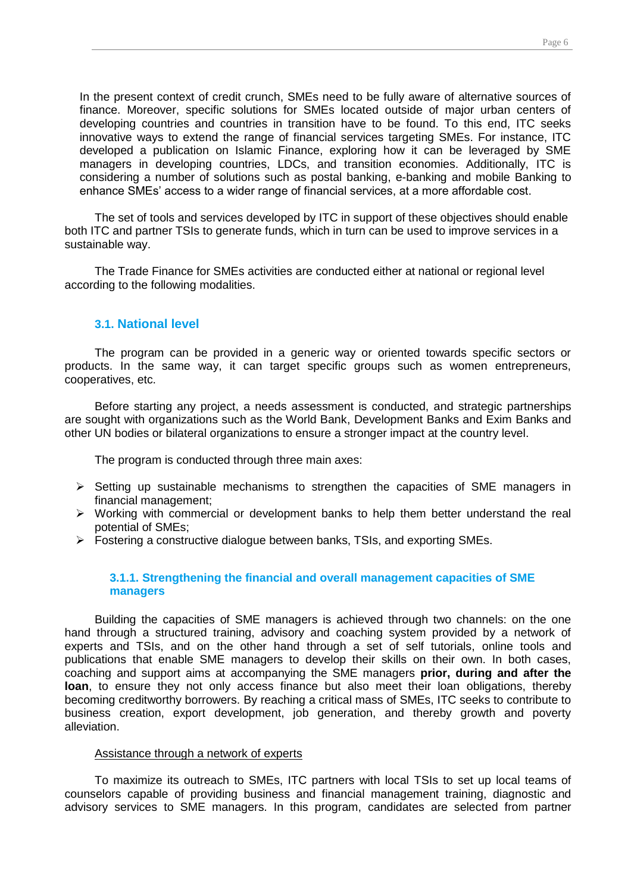In the present context of credit crunch, SMEs need to be fully aware of alternative sources of finance. Moreover, specific solutions for SMEs located outside of major urban centers of developing countries and countries in transition have to be found. To this end, ITC seeks innovative ways to extend the range of financial services targeting SMEs. For instance, ITC developed a publication on Islamic Finance, exploring how it can be leveraged by SME managers in developing countries, LDCs, and transition economies. Additionally, ITC is considering a number of solutions such as postal banking, e-banking and mobile Banking to enhance SMEs' access to a wider range of financial services, at a more affordable cost.

The set of tools and services developed by ITC in support of these objectives should enable both ITC and partner TSIs to generate funds, which in turn can be used to improve services in a sustainable way.

The Trade Finance for SMEs activities are conducted either at national or regional level according to the following modalities.

## 3.1. National level

The program can be provided in a generic way or oriented towards specific sectors or products. In the same way, it can target specific groups such as women entrepreneurs, cooperatives, etc.

Before starting any project, a needs assessment is conducted, and strategic partnerships are sought with organizations such as the World Bank, Development Banks and Exim Banks and other UN bodies or bilateral organizations to ensure a stronger impact at the country level.

The program is conducted through three main axes:

- Setting up sustainable mechanisms to strengthen the capacities of SME managers in financial management;
- Working with commercial or development banks to help them better understand the real potential of SMEs;
- Fostering a constructive dialogue between banks, TSIs, and exporting SMEs.

### 3.1.1. Strengthening the financial and overall management capacities of SME managers

Building the capacities of SME managers is achieved through two channels: on the one hand through a structured training, advisory and coaching system provided by a network of experts and TSIs, and on the other hand through a set of self tutorials, online tools and publications that enable SME managers to develop their skills on their own. In both cases, coaching and support aims at accompanying the SME managers **prior, during and after the loan**, to ensure they not only access finance but also meet their loan obligations, thereby becoming creditworthy borrowers. By reaching a critical mass of SMEs, ITC seeks to contribute to business creation, export development, job generation, and thereby growth and poverty alleviation.

<u>Assistance through a network of experts</u>

To maximize its outreach to SMEs, ITC partners with local TSIs to set up local teams of counselors capable of providing business and financial management training, diagnostic and advisory services to SME managers. In this program, candidates are selected from partner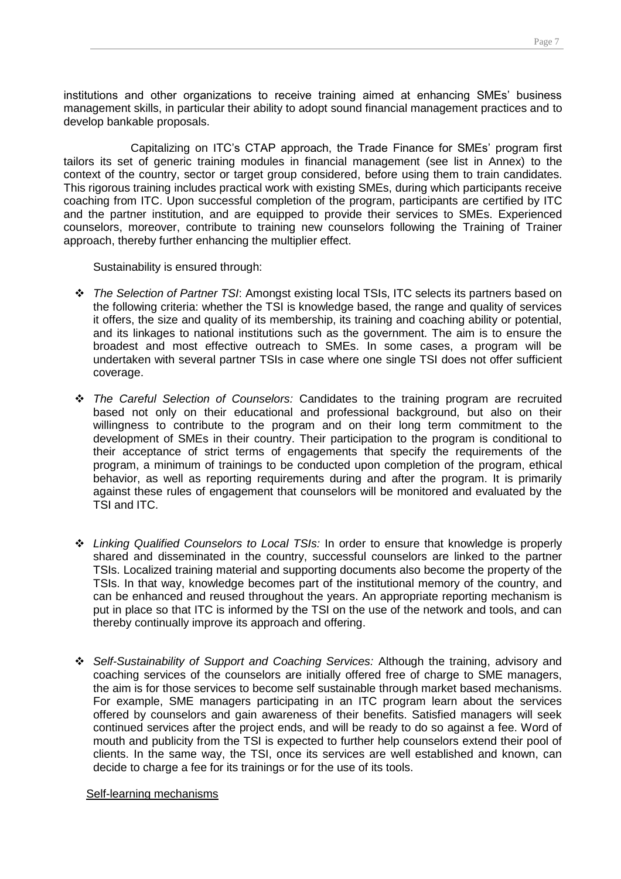institutions and other organizations to receive training aimed at enhancing SMEs' business management skills, in particular their ability to adopt sound financial management practices and to develop bankable proposals.

Capitalizing on ITC's CTAP approach, the Trade Finance for SMEs' program first tailors its set of generic training modules in financial management (see list in Annex) to the context of the country, sector or target group considered, before using them to train candidates. This rigorous training includes practical work with existing SMEs, during which participants receive coaching from ITC. Upon successful completion of the program, participants are certified by ITC and the partner institution, and are equipped to provide their services to SMEs. Experienced counselors, moreover, contribute to training new counselors following the Training of Trainer approach, thereby further enhancing the multiplier effect.

Sustainability is ensured through:

- *The Selection of Partner TSI*: Amongst existing local TSIs, ITC selects its partners based on the following criteria: whether the TSI is knowledge based, the range and quality of services it offers, the size and quality of its membership, its training and coaching ability or potential, and its linkages to national institutions such as the government. The aim is to ensure the broadest and most effective outreach to SMEs. In some cases, a program will be undertaken with several partner TSIs in case where one single TSI does not offer sufficient coverage.

- *The Careful Selection of Counselors:* Candidates to the training program are recruited based not only on their educational and professional background, but also on their willingness to contribute to the program and on their long term commitment to the development of SMEs in their country. Their participation to the program is conditional to their acceptance of strict terms of engagements that specify the requirements of the program, a minimum of trainings to be conducted upon completion of the program, ethical behavior, as well as reporting requirements during and after the program. It is primarily against these rules of engagement that counselors will be monitored and evaluated by the TSI and ITC.

- *Linking Qualified Counselors to Local TSIs:* In order to ensure that knowledge is properly shared and disseminated in the country, successful counselors are linked to the partner TSIs. Localized training material and supporting documents also become the property of the TSIs. In that way, knowledge becomes part of the institutional memory of the country, and can be enhanced and reused throughout the years. An appropriate reporting mechanism is put in place so that ITC is informed by the TSI on the use of the network and tools, and can thereby continually improve its approach and offering.

- *Self-Sustainability of Support and Coaching Services:* Although the training, advisory and coaching services of the counselors are initially offered free of charge to SME managers, the aim is for those services to become self sustainable through market based mechanisms. For example, SME managers participating in an ITC program learn about the services offered by counselors and gain awareness of their benefits. Satisfied managers will seek continued services after the project ends, and will be ready to do so against a fee. Word of mouth and publicity from the TSI is expected to further help counselors extend their pool of clients. In the same way, the TSI, once its services are well established and known, can decide to charge a fee for its trainings or for the use of its tools.

Self-learning mechanisms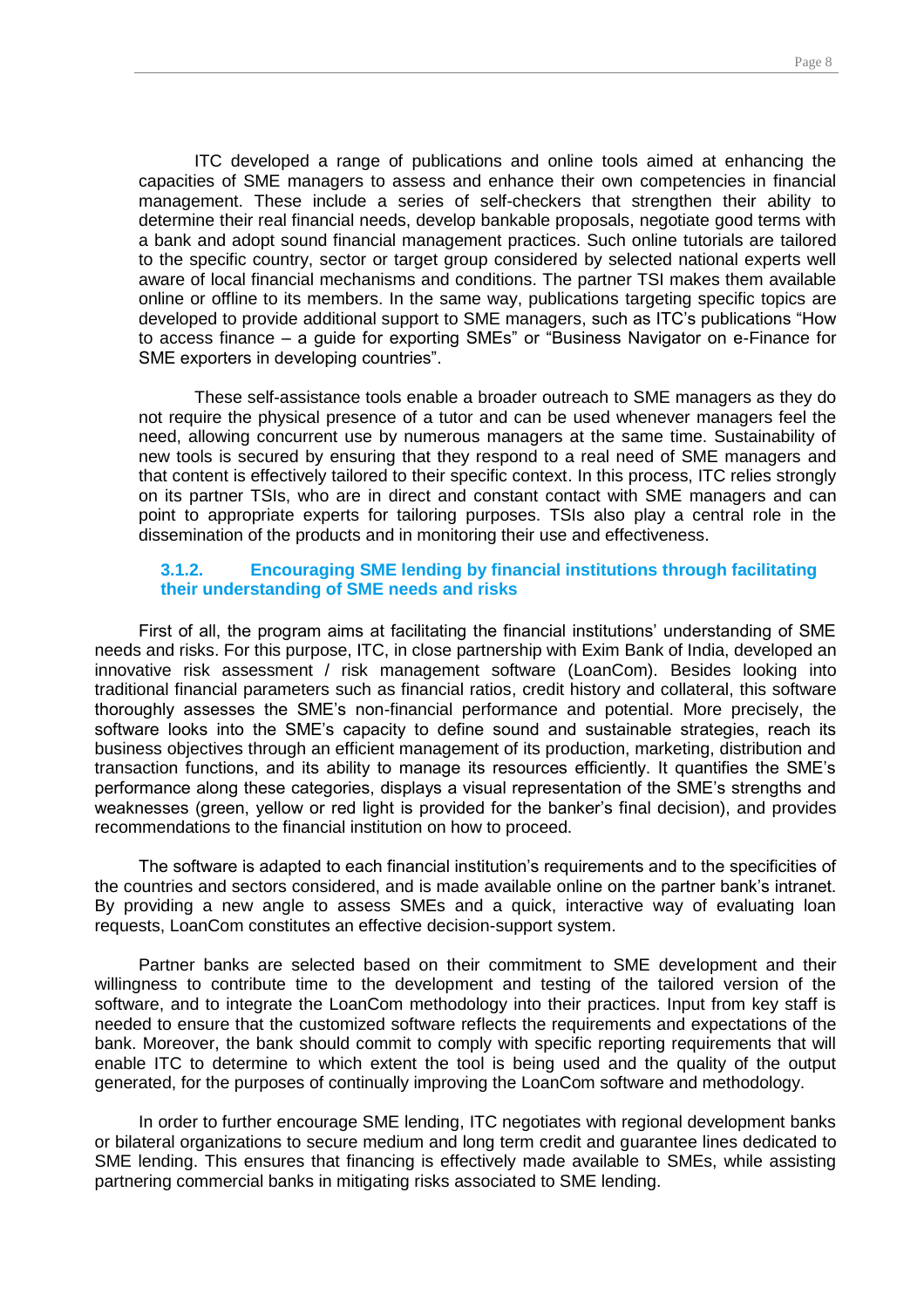ITC developed a range of publications and online tools aimed at enhancing the capacities of SME managers to assess and enhance their own competencies in financial management. These include a series of self-checkers that strengthen their ability to determine their real financial needs, develop bankable proposals, negotiate good terms with a bank and adopt sound financial management practices. Such online tutorials are tailored to the specific country, sector or target group considered by selected national experts well aware of local financial mechanisms and conditions. The partner TSI makes them available online or offline to its members. In the same way, publications targeting specific topics are developed to provide additional support to SME managers, such as ITC's publications "How to access finance – a guide for exporting SMEs" or "Business Navigator on e-Finance for SME exporters in developing countries".

These self-assistance tools enable a broader outreach to SME managers as they do not require the physical presence of a tutor and can be used whenever managers feel the need, allowing concurrent use by numerous managers at the same time. Sustainability of new tools is secured by ensuring that they respond to a real need of SME managers and that content is effectively tailored to their specific context. In this process, ITC relies strongly on its partner TSIs, who are in direct and constant contact with SME managers and can point to appropriate experts for tailoring purposes. TSIs also play a central role in the dissemination of the products and in monitoring their use and effectiveness.

### 3.1.2. Encouraging SME lending by financial institutions through facilitating their understanding of SME needs and risks

First of all, the program aims at facilitating the financial institutions' understanding of SME needs and risks. For this purpose, ITC, in close partnership with Exim Bank of India, developed an innovative risk assessment / risk management software (LoanCom). Besides looking into traditional financial parameters such as financial ratios, credit history and collateral, this software thoroughly assesses the SME's non-financial performance and potential. More precisely, the software looks into the SME's capacity to define sound and sustainable strategies, reach its business objectives through an efficient management of its production, marketing, distribution and transaction functions, and its ability to manage its resources efficiently. It quantifies the SME's performance along these categories, displays a visual representation of the SME's strengths and weaknesses (green, yellow or red light is provided for the banker's final decision), and provides recommendations to the financial institution on how to proceed.

The software is adapted to each financial institution's requirements and to the specificities of the countries and sectors considered, and is made available online on the partner bank's intranet. By providing a new angle to assess SMEs and a quick, interactive way of evaluating loan requests, LoanCom constitutes an effective decision-support system.

Partner banks are selected based on their commitment to SME development and their willingness to contribute time to the development and testing of the tailored version of the software, and to integrate the LoanCom methodology into their practices. Input from key staff is needed to ensure that the customized software reflects the requirements and expectations of the bank. Moreover, the bank should commit to comply with specific reporting requirements that will enable ITC to determine to which extent the tool is being used and the quality of the output generated, for the purposes of continually improving the LoanCom software and methodology.

In order to further encourage SME lending, ITC negotiates with regional development banks or bilateral organizations to secure medium and long term credit and guarantee lines dedicated to SME lending. This ensures that financing is effectively made available to SMEs, while assisting partnering commercial banks in mitigating risks associated to SME lending.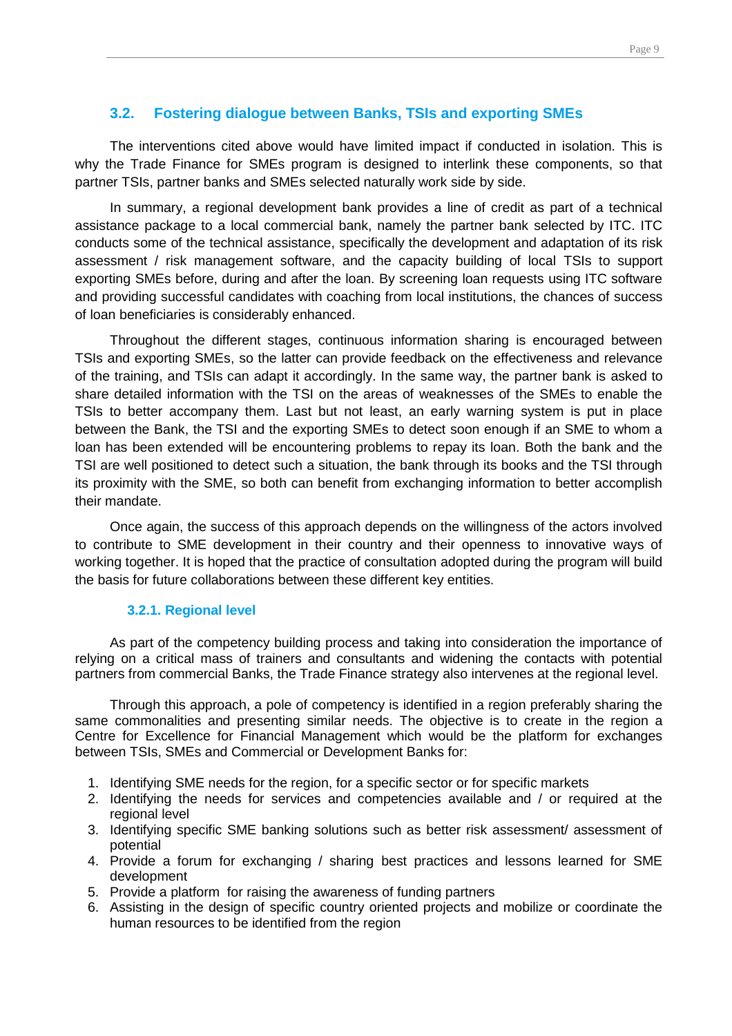## 3.2. Fostering dialogue between Banks, TSIs and exporting SMEs

The interventions cited above would have limited impact if conducted in isolation. This is why the Trade Finance for SMEs program is designed to interlink these components, so that partner TSIs, partner banks and SMEs selected naturally work side by side.

In summary, a regional development bank provides a line of credit as part of a technical assistance package to a local commercial bank, namely the partner bank selected by ITC. ITC conducts some of the technical assistance, specifically the development and adaptation of its risk assessment / risk management software, and the capacity building of local TSIs to support exporting SMEs before, during and after the loan. By screening loan requests using ITC software and providing successful candidates with coaching from local institutions, the chances of success of loan beneficiaries is considerably enhanced.

Throughout the different stages, continuous information sharing is encouraged between TSIs and exporting SMEs, so the latter can provide feedback on the effectiveness and relevance of the training, and TSIs can adapt it accordingly. In the same way, the partner bank is asked to share detailed information with the TSI on the areas of weaknesses of the SMEs to enable the TSIs to better accompany them. Last but not least, an early warning system is put in place between the Bank, the TSI and the exporting SMEs to detect soon enough if an SME to whom a loan has been extended will be encountering problems to repay its loan. Both the bank and the TSI are well positioned to detect such a situation, the bank through its books and the TSI through its proximity with the SME, so both can benefit from exchanging information to better accomplish their mandate.

Once again, the success of this approach depends on the willingness of the actors involved to contribute to SME development in their country and their openness to innovative ways of working together. It is hoped that the practice of consultation adopted during the program will build the basis for future collaborations between these different key entities.

### 3.2.1. Regional level

As part of the competency building process and taking into consideration the importance of relying on a critical mass of trainers and consultants and widening the contacts with potential partners from commercial Banks, the Trade Finance strategy also intervenes at the regional level.

Through this approach, a pole of competency is identified in a region preferably sharing the same commonalities and presenting similar needs. The objective is to create in the region a Centre for Excellence for Financial Management which would be the platform for exchanges between TSIs, SMEs and Commercial or Development Banks for:

1. Identifying SME needs for the region, for a specific sector or for specific markets
2. Identifying the needs for services and competencies available and / or required at the regional level
3. Identifying specific SME banking solutions such as better risk assessment/ assessment of potential
4. Provide a forum for exchanging / sharing best practices and lessons learned for SME development
5. Provide a platform for raising the awareness of funding partners
6. Assisting in the design of specific country oriented projects and mobilize or coordinate the human resources to be identified from the region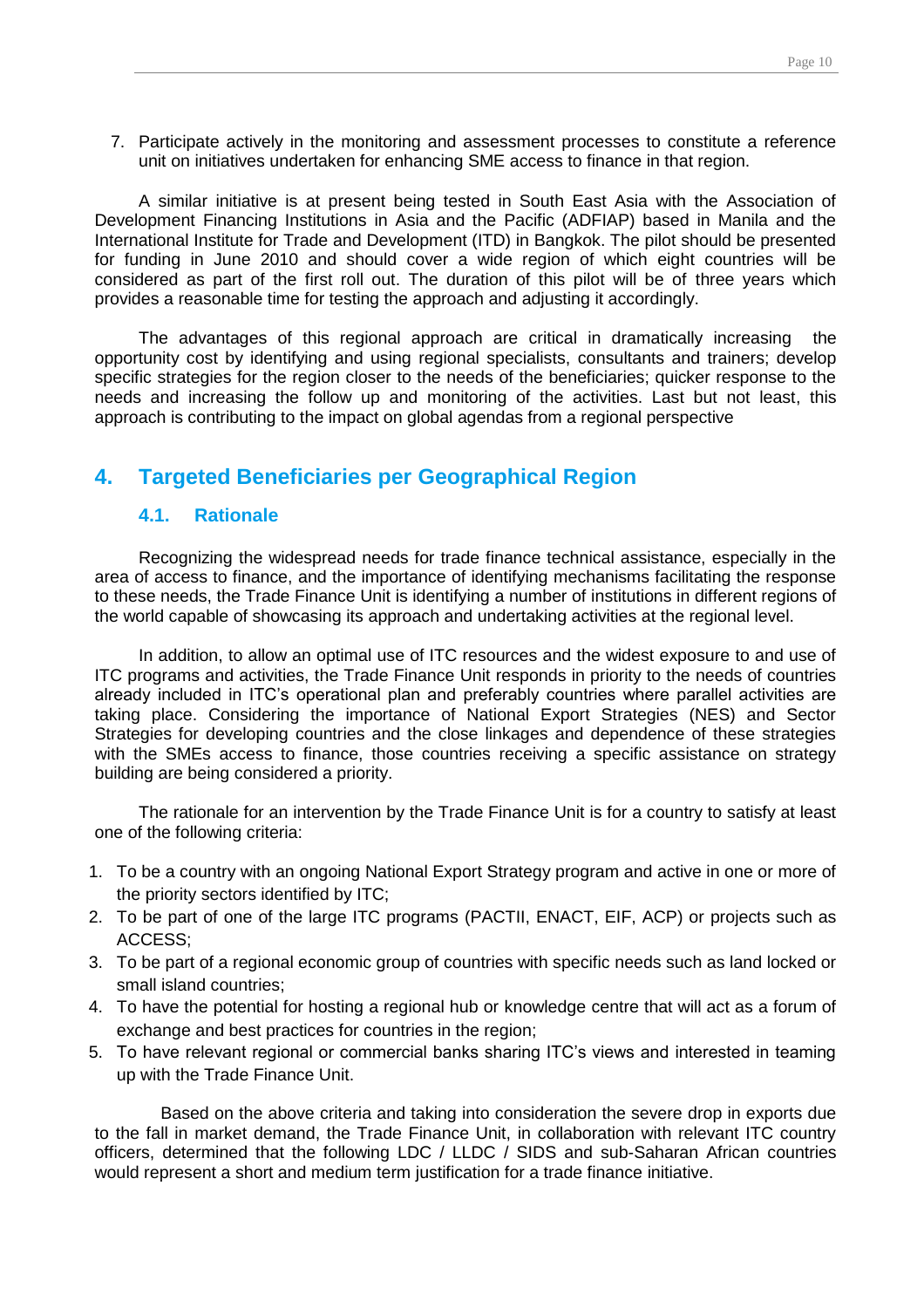7. Participate actively in the monitoring and assessment processes to constitute a reference unit on initiatives undertaken for enhancing SME access to finance in that region.

A similar initiative is at present being tested in South East Asia with the Association of Development Financing Institutions in Asia and the Pacific (ADFIAP) based in Manila and the International Institute for Trade and Development (ITD) in Bangkok. The pilot should be presented for funding in June 2010 and should cover a wide region of which eight countries will be considered as part of the first roll out. The duration of this pilot will be of three years which provides a reasonable time for testing the approach and adjusting it accordingly.

The advantages of this regional approach are critical in dramatically increasing the opportunity cost by identifying and using regional specialists, consultants and trainers; develop specific strategies for the region closer to the needs of the beneficiaries; quicker response to the needs and increasing the follow up and monitoring of the activities. Last but not least, this approach is contributing to the impact on global agendas from a regional perspective

## 4. Targeted Beneficiaries per Geographical Region

### 4.1. Rationale

Recognizing the widespread needs for trade finance technical assistance, especially in the area of access to finance, and the importance of identifying mechanisms facilitating the response to these needs, the Trade Finance Unit is identifying a number of institutions in different regions of the world capable of showcasing its approach and undertaking activities at the regional level.

In addition, to allow an optimal use of ITC resources and the widest exposure to and use of ITC programs and activities, the Trade Finance Unit responds in priority to the needs of countries already included in ITC's operational plan and preferably countries where parallel activities are taking place. Considering the importance of National Export Strategies (NES) and Sector Strategies for developing countries and the close linkages and dependence of these strategies with the SMEs access to finance, those countries receiving a specific assistance on strategy building are being considered a priority.

The rationale for an intervention by the Trade Finance Unit is for a country to satisfy at least one of the following criteria:

1. To be a country with an ongoing National Export Strategy program and active in one or more of the priority sectors identified by ITC;
2. To be part of one of the large ITC programs (PACTII, ENACT, EIF, ACP) or projects such as ACCESS;
3. To be part of a regional economic group of countries with specific needs such as land locked or small island countries;
4. To have the potential for hosting a regional hub or knowledge centre that will act as a forum of exchange and best practices for countries in the region;
5. To have relevant regional or commercial banks sharing ITC's views and interested in teaming up with the Trade Finance Unit.

Based on the above criteria and taking into consideration the severe drop in exports due to the fall in market demand, the Trade Finance Unit, in collaboration with relevant ITC country officers, determined that the following LDC / LLDC / SIDS and sub-Saharan African countries would represent a short and medium term justification for a trade finance initiative.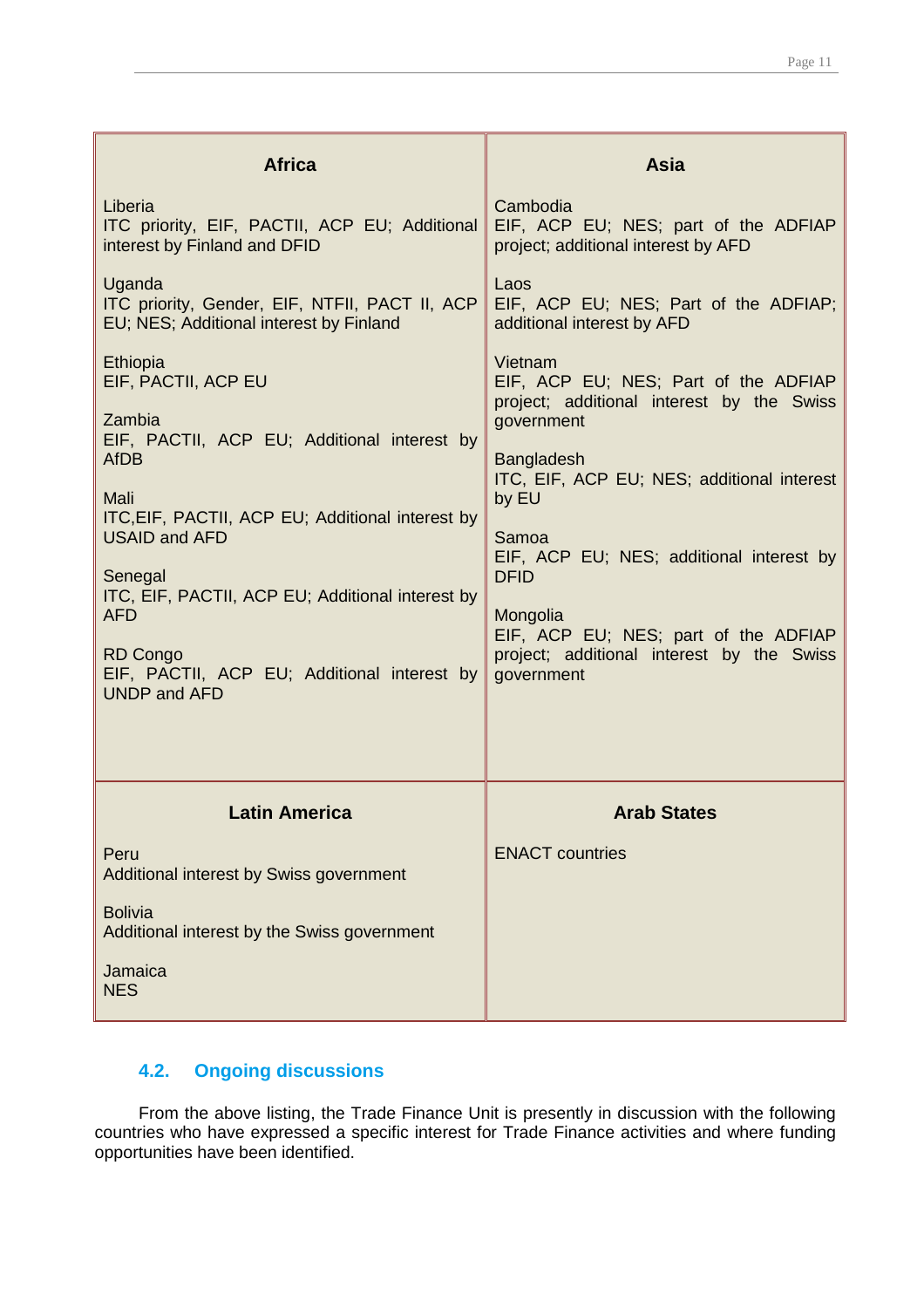| Africa | Asia |
|---|---|
| Liberia<br>ITC priority, EIF, PACTII, ACP EU; Additional interest by Finland and DFID<br><br>Uganda<br>ITC priority, Gender, EIF, NTFII, PACT II, ACP EU; NES; Additional interest by Finland<br><br>Ethiopia<br>EIF, PACTII, ACP EU<br><br>Zambia<br>EIF, PACTII, ACP EU; Additional interest by AfDB<br><br>Mali<br>ITC,EIF, PACTII, ACP EU; Additional interest by USAID and AFD<br><br>Senegal<br>ITC, EIF, PACTII, ACP EU; Additional interest by AFD<br><br>RD Congo<br>EIF, PACTII, ACP EU; Additional interest by UNDP and AFD | Cambodia<br>EIF, ACP EU; NES; part of the ADFIAP project; additional interest by AFD<br><br>Laos<br>EIF, ACP EU; NES; Part of the ADFIAP; additional interest by AFD<br><br>Vietnam<br>EIF, ACP EU; NES; Part of the ADFIAP project; additional interest by the Swiss government<br><br>Bangladesh<br>ITC, EIF, ACP EU; NES; additional interest by EU<br><br>Samoa<br>EIF, ACP EU; NES; additional interest by DFID<br><br>Mongolia<br>EIF, ACP EU; NES; part of the ADFIAP project; additional interest by the Swiss government |
| **Latin America** | **Arab States** |
| Peru<br>Additional interest by Swiss government<br><br>Bolivia<br>Additional interest by the Swiss government<br><br>Jamaica<br>NES | ENACT countries |

## 4.2. Ongoing discussions

From the above listing, the Trade Finance Unit is presently in discussion with the following countries who have expressed a specific interest for Trade Finance activities and where funding opportunities have been identified.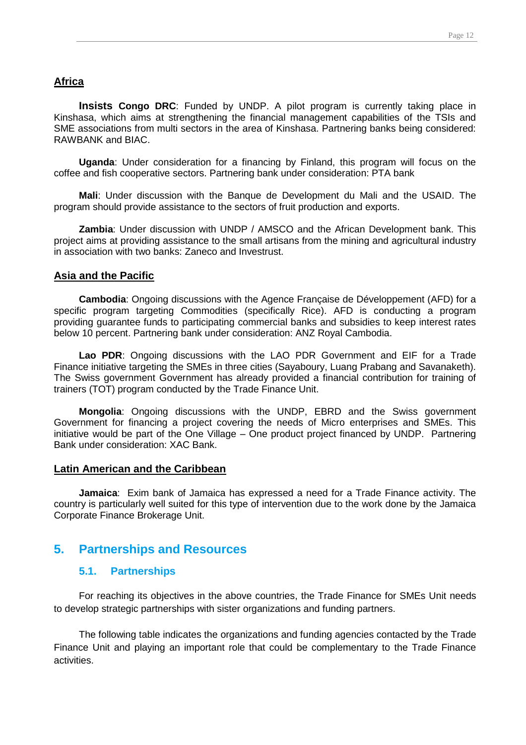**Africa**

**Insists Congo DRC**: Funded by UNDP. A pilot program is currently taking place in Kinshasa, which aims at strengthening the financial management capabilities of the TSIs and SME associations from multi sectors in the area of Kinshasa. Partnering banks being considered: RAWBANK and BIAC.

**Uganda**: Under consideration for a financing by Finland, this program will focus on the coffee and fish cooperative sectors. Partnering bank under consideration: PTA bank

**Mali**: Under discussion with the Banque de Development du Mali and the USAID. The program should provide assistance to the sectors of fruit production and exports.

**Zambia**: Under discussion with UNDP / AMSCO and the African Development bank. This project aims at providing assistance to the small artisans from the mining and agricultural industry in association with two banks: Zaneco and Investrust.

**Asia and the Pacific**

**Cambodia**: Ongoing discussions with the Agence Française de Développement (AFD) for a specific program targeting Commodities (specifically Rice). AFD is conducting a program providing guarantee funds to participating commercial banks and subsidies to keep interest rates below 10 percent. Partnering bank under consideration: ANZ Royal Cambodia.

**Lao PDR**: Ongoing discussions with the LAO PDR Government and EIF for a Trade Finance initiative targeting the SMEs in three cities (Sayaboury, Luang Prabang and Savanaketh). The Swiss government Government has already provided a financial contribution for training of trainers (TOT) program conducted by the Trade Finance Unit.

**Mongolia**: Ongoing discussions with the UNDP, EBRD and the Swiss government Government for financing a project covering the needs of Micro enterprises and SMEs. This initiative would be part of the One Village – One product project financed by UNDP. Partnering Bank under consideration: XAC Bank.

**Latin American and the Caribbean**

**Jamaica**: Exim bank of Jamaica has expressed a need for a Trade Finance activity. The country is particularly well suited for this type of intervention due to the work done by the Jamaica Corporate Finance Brokerage Unit.

## 5. Partnerships and Resources

### 5.1. Partnerships

For reaching its objectives in the above countries, the Trade Finance for SMEs Unit needs to develop strategic partnerships with sister organizations and funding partners.

The following table indicates the organizations and funding agencies contacted by the Trade Finance Unit and playing an important role that could be complementary to the Trade Finance activities.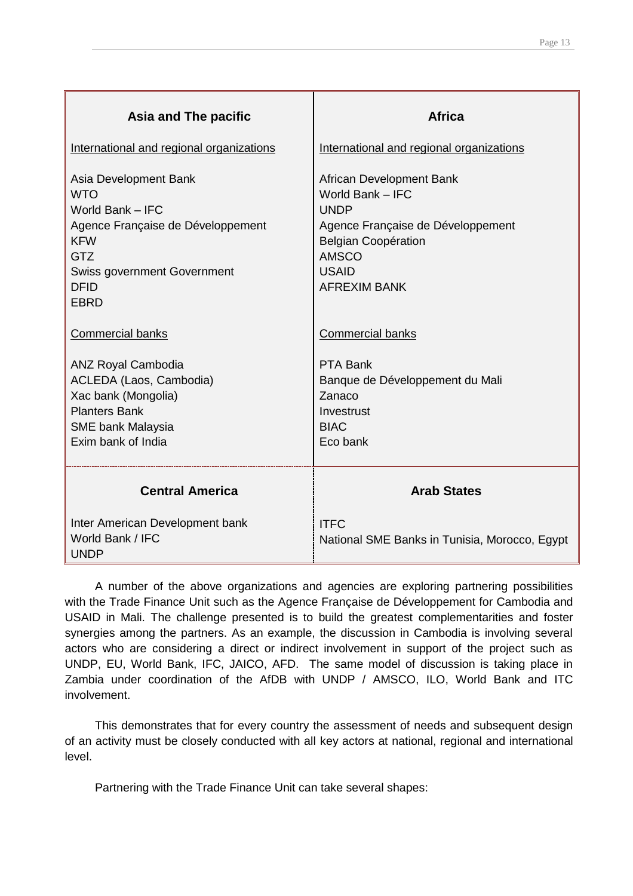| Asia and The pacific | Africa |
|---|---|
| International and regional organizations | International and regional organizations |
| Asia Development Bank<br>WTO<br>World Bank – IFC<br>Agence Française de Développement<br>KFW<br>GTZ<br>Swiss government Government<br>DFID<br>EBRD | African Development Bank<br>World Bank – IFC<br>UNDP<br>Agence Française de Développement<br>Belgian Coopération<br>AMSCO<br>USAID<br>AFREXIM BANK |
| Commercial banks | Commercial banks |
| ANZ Royal Cambodia<br>ACLEDA (Laos, Cambodia)<br>Xac bank (Mongolia)<br>Planters Bank<br>SME bank Malaysia<br>Exim bank of India | PTA Bank<br>Banque de Développement du Mali<br>Zanaco<br>Investrust<br>BIAC<br>Eco bank |
| **Central America** | **Arab States** |
| Inter American Development bank<br>World Bank / IFC<br>UNDP | ITFC<br>National SME Banks in Tunisia, Morocco, Egypt |

A number of the above organizations and agencies are exploring partnering possibilities with the Trade Finance Unit such as the Agence Française de Développement for Cambodia and USAID in Mali. The challenge presented is to build the greatest complementarities and foster synergies among the partners. As an example, the discussion in Cambodia is involving several actors who are considering a direct or indirect involvement in support of the project such as UNDP, EU, World Bank, IFC, JAICO, AFD. The same model of discussion is taking place in Zambia under coordination of the AfDB with UNDP / AMSCO, ILO, World Bank and ITC involvement.

This demonstrates that for every country the assessment of needs and subsequent design of an activity must be closely conducted with all key actors at national, regional and international level.

Partnering with the Trade Finance Unit can take several shapes: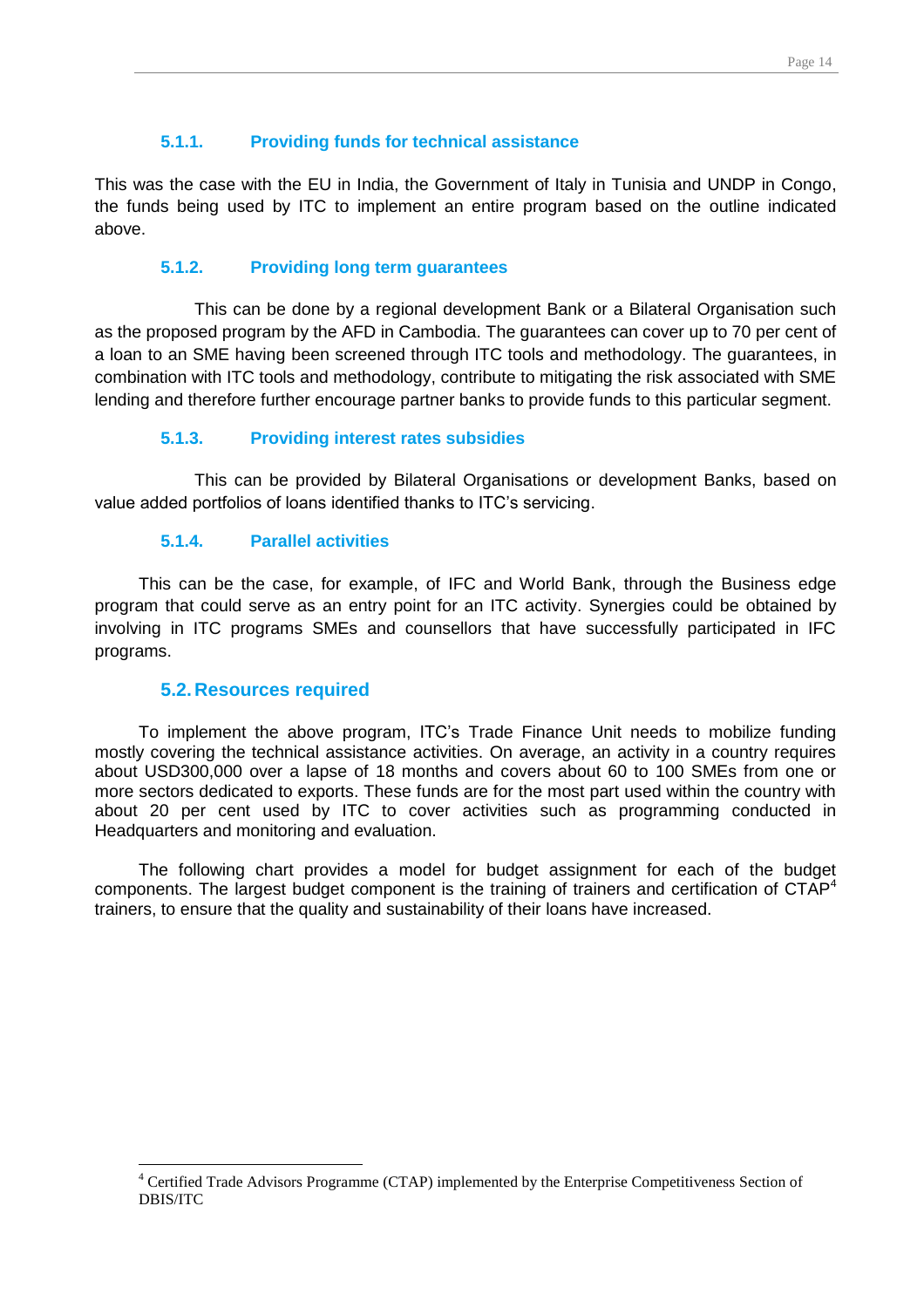#### 5.1.1. Providing funds for technical assistance

This was the case with the EU in India, the Government of Italy in Tunisia and UNDP in Congo, the funds being used by ITC to implement an entire program based on the outline indicated above.

#### 5.1.2. Providing long term guarantees

This can be done by a regional development Bank or a Bilateral Organisation such as the proposed program by the AFD in Cambodia. The guarantees can cover up to 70 per cent of a loan to an SME having been screened through ITC tools and methodology. The guarantees, in combination with ITC tools and methodology, contribute to mitigating the risk associated with SME lending and therefore further encourage partner banks to provide funds to this particular segment.

#### 5.1.3. Providing interest rates subsidies

This can be provided by Bilateral Organisations or development Banks, based on value added portfolios of loans identified thanks to ITC's servicing.

#### 5.1.4. Parallel activities

This can be the case, for example, of IFC and World Bank, through the Business edge program that could serve as an entry point for an ITC activity. Synergies could be obtained by involving in ITC programs SMEs and counsellors that have successfully participated in IFC programs.

### 5.2. Resources required

To implement the above program, ITC's Trade Finance Unit needs to mobilize funding mostly covering the technical assistance activities. On average, an activity in a country requires about USD300,000 over a lapse of 18 months and covers about 60 to 100 SMEs from one or more sectors dedicated to exports. These funds are for the most part used within the country with about 20 per cent used by ITC to cover activities such as programming conducted in Headquarters and monitoring and evaluation.

The following chart provides a model for budget assignment for each of the budget components. The largest budget component is the training of trainers and certification of CTAP[4] trainers, to ensure that the quality and sustainability of their loans have increased.

---

[4] Certified Trade Advisors Programme (CTAP) implemented by the Enterprise Competitiveness Section of DBIS/ITC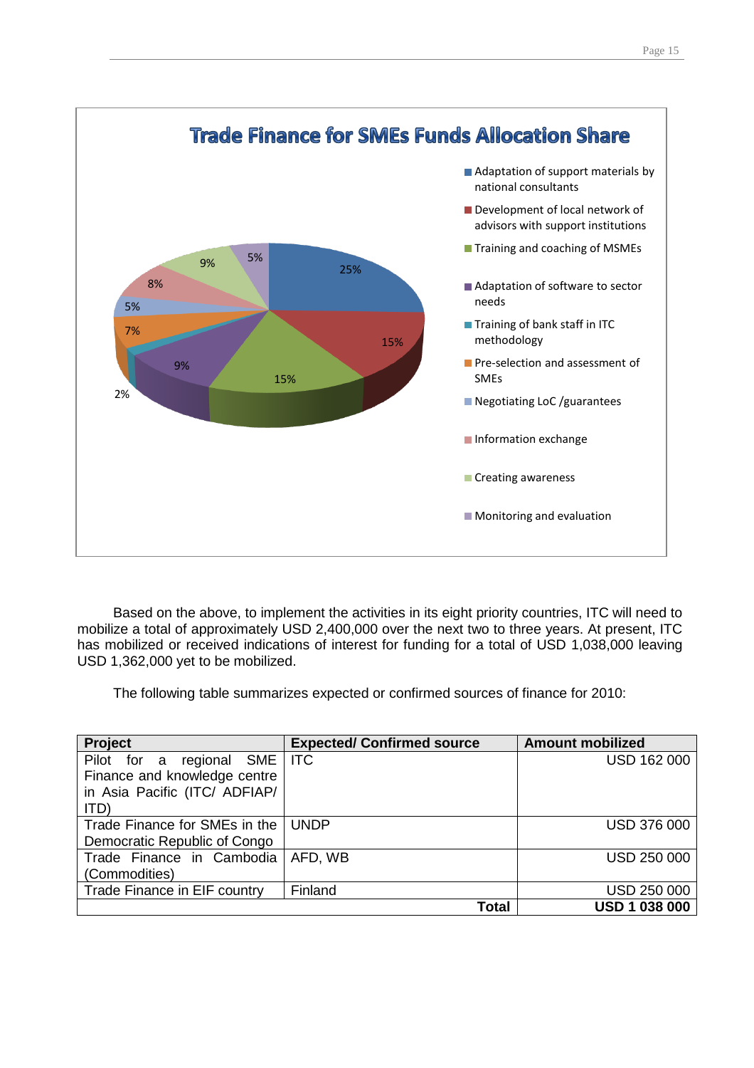## Trade Finance for SMEs Funds Allocation Share

- Adaptation of support materials by national consultants – 25%
- Development of local network of advisors with support institutions – 15%
- Training and coaching of MSMEs – 15%
- Adaptation of software to sector needs – 9%
- Training of bank staff in ITC methodology – 2%
- Pre-selection and assessment of SMEs – 7%
- Negotiating LoC /guarantees – 5%
- Information exchange – 8%
- Creating awareness – 9%
- Monitoring and evaluation – 5%

Based on the above, to implement the activities in its eight priority countries, ITC will need to mobilize a total of approximately USD 2,400,000 over the next two to three years. At present, ITC has mobilized or received indications of interest for funding for a total of USD 1,038,000 leaving USD 1,362,000 yet to be mobilized.

The following table summarizes expected or confirmed sources of finance for 2010:

| Project | Expected/ Confirmed source | Amount mobilized |
|---|---|---|
| Pilot for a regional SME Finance and knowledge centre in Asia Pacific (ITC/ ADFIAP/ ITD) | ITC | USD 162 000 |
| Trade Finance for SMEs in the Democratic Republic of Congo | UNDP | USD 376 000 |
| Trade Finance in Cambodia (Commodities) | AFD, WB | USD 250 000 |
| Trade Finance in EIF country | Finland | USD 250 000 |
| | **Total** | **USD 1 038 000** |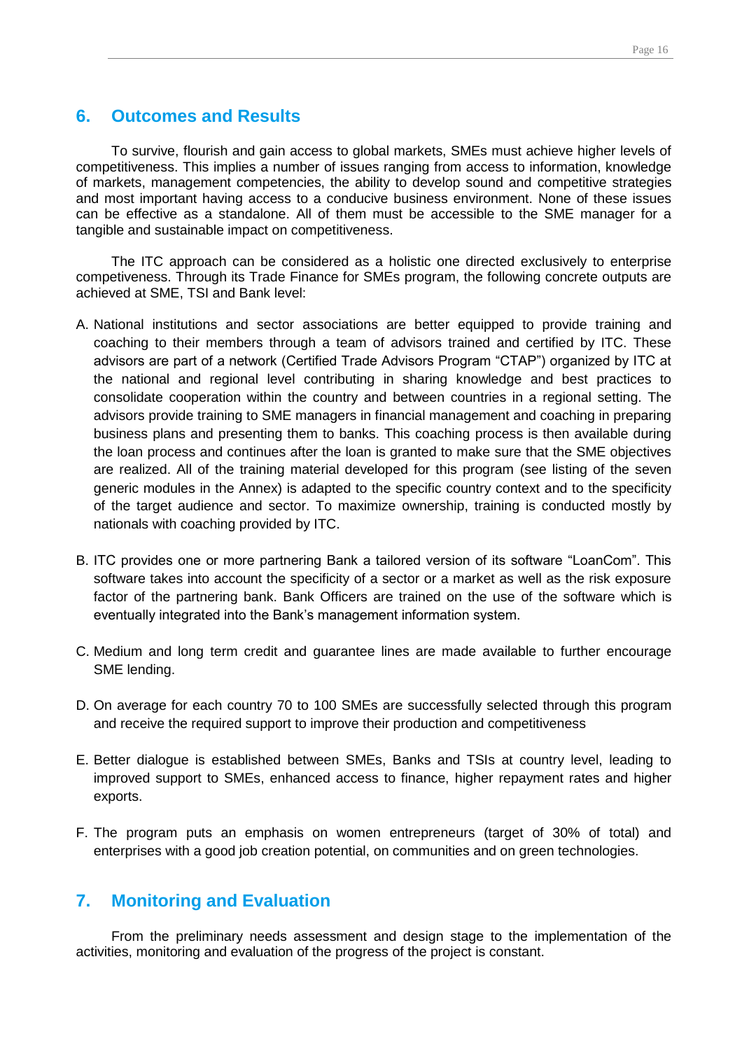## 6. Outcomes and Results

To survive, flourish and gain access to global markets, SMEs must achieve higher levels of competitiveness. This implies a number of issues ranging from access to information, knowledge of markets, management competencies, the ability to develop sound and competitive strategies and most important having access to a conducive business environment. None of these issues can be effective as a standalone. All of them must be accessible to the SME manager for a tangible and sustainable impact on competitiveness.

The ITC approach can be considered as a holistic one directed exclusively to enterprise competiveness. Through its Trade Finance for SMEs program, the following concrete outputs are achieved at SME, TSI and Bank level:

A. National institutions and sector associations are better equipped to provide training and coaching to their members through a team of advisors trained and certified by ITC. These advisors are part of a network (Certified Trade Advisors Program "CTAP") organized by ITC at the national and regional level contributing in sharing knowledge and best practices to consolidate cooperation within the country and between countries in a regional setting. The advisors provide training to SME managers in financial management and coaching in preparing business plans and presenting them to banks. This coaching process is then available during the loan process and continues after the loan is granted to make sure that the SME objectives are realized. All of the training material developed for this program (see listing of the seven generic modules in the Annex) is adapted to the specific country context and to the specificity of the target audience and sector. To maximize ownership, training is conducted mostly by nationals with coaching provided by ITC.

B. ITC provides one or more partnering Bank a tailored version of its software "LoanCom". This software takes into account the specificity of a sector or a market as well as the risk exposure factor of the partnering bank. Bank Officers are trained on the use of the software which is eventually integrated into the Bank's management information system.

C. Medium and long term credit and guarantee lines are made available to further encourage SME lending.

D. On average for each country 70 to 100 SMEs are successfully selected through this program and receive the required support to improve their production and competitiveness

E. Better dialogue is established between SMEs, Banks and TSIs at country level, leading to improved support to SMEs, enhanced access to finance, higher repayment rates and higher exports.

F. The program puts an emphasis on women entrepreneurs (target of 30% of total) and enterprises with a good job creation potential, on communities and on green technologies.

## 7. Monitoring and Evaluation

From the preliminary needs assessment and design stage to the implementation of the activities, monitoring and evaluation of the progress of the project is constant.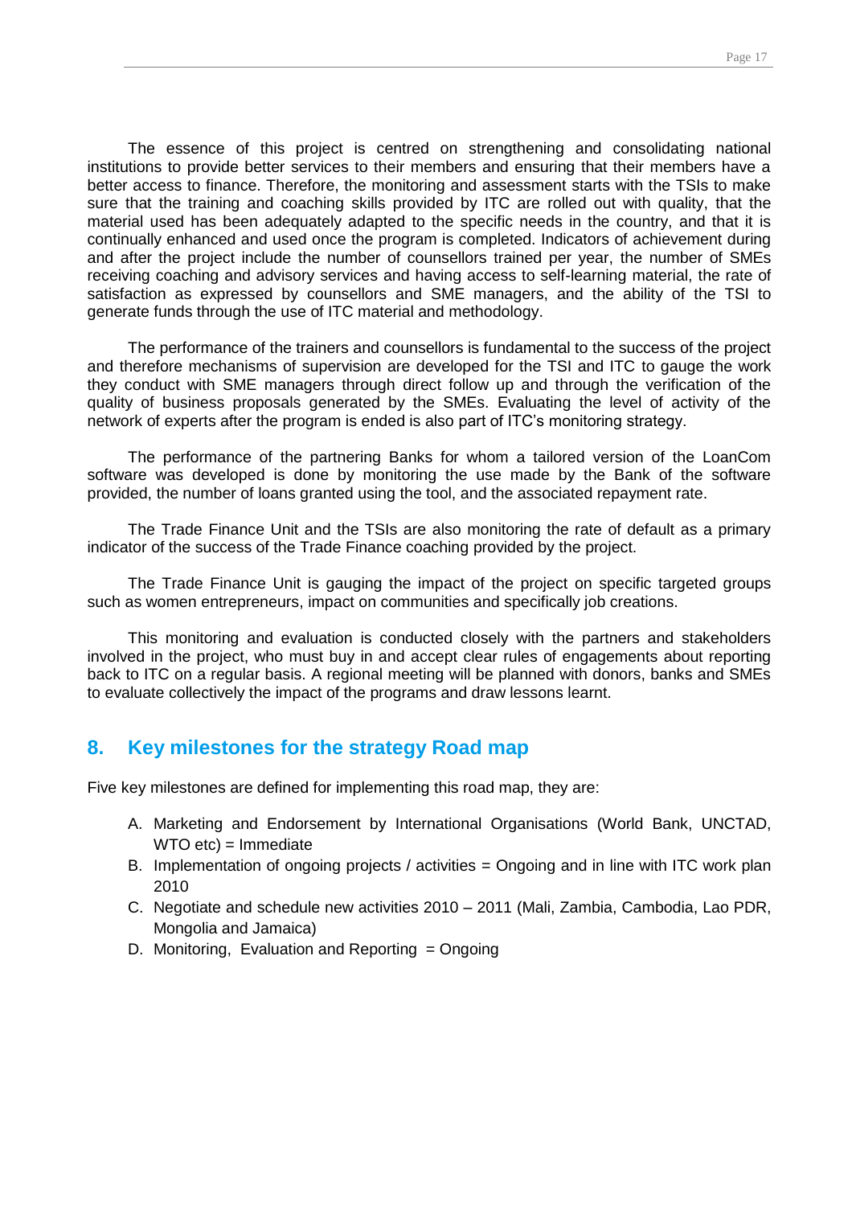The essence of this project is centred on strengthening and consolidating national institutions to provide better services to their members and ensuring that their members have a better access to finance. Therefore, the monitoring and assessment starts with the TSIs to make sure that the training and coaching skills provided by ITC are rolled out with quality, that the material used has been adequately adapted to the specific needs in the country, and that it is continually enhanced and used once the program is completed. Indicators of achievement during and after the project include the number of counsellors trained per year, the number of SMEs receiving coaching and advisory services and having access to self-learning material, the rate of satisfaction as expressed by counsellors and SME managers, and the ability of the TSI to generate funds through the use of ITC material and methodology.

The performance of the trainers and counsellors is fundamental to the success of the project and therefore mechanisms of supervision are developed for the TSI and ITC to gauge the work they conduct with SME managers through direct follow up and through the verification of the quality of business proposals generated by the SMEs. Evaluating the level of activity of the network of experts after the program is ended is also part of ITC's monitoring strategy.

The performance of the partnering Banks for whom a tailored version of the LoanCom software was developed is done by monitoring the use made by the Bank of the software provided, the number of loans granted using the tool, and the associated repayment rate.

The Trade Finance Unit and the TSIs are also monitoring the rate of default as a primary indicator of the success of the Trade Finance coaching provided by the project.

The Trade Finance Unit is gauging the impact of the project on specific targeted groups such as women entrepreneurs, impact on communities and specifically job creations.

This monitoring and evaluation is conducted closely with the partners and stakeholders involved in the project, who must buy in and accept clear rules of engagements about reporting back to ITC on a regular basis. A regional meeting will be planned with donors, banks and SMEs to evaluate collectively the impact of the programs and draw lessons learnt.

## 8. Key milestones for the strategy Road map

Five key milestones are defined for implementing this road map, they are:

A. Marketing and Endorsement by International Organisations (World Bank, UNCTAD, WTO etc) = Immediate
B. Implementation of ongoing projects / activities = Ongoing and in line with ITC work plan 2010
C. Negotiate and schedule new activities 2010 – 2011 (Mali, Zambia, Cambodia, Lao PDR, Mongolia and Jamaica)
D. Monitoring, Evaluation and Reporting = Ongoing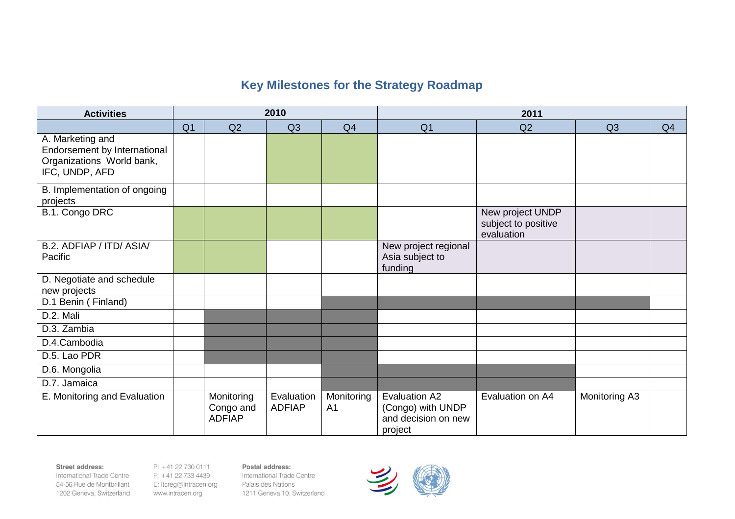## Key Milestones for the Strategy Roadmap

| Activities | 2010 | | | | 2011 | | | |
|---|---|---|---|---|---|---|---|---|
| | Q1 | Q2 | Q3 | Q4 | Q1 | Q2 | Q3 | Q4 |
| A. Marketing and Endorsement by International Organizations World bank, IFC, UNDP, AFD | | | | | | | | |
| B. Implementation of ongoing projects | | | | | | | | |
| B.1. Congo DRC | | | | | | New project UNDP subject to positive evaluation | | |
| B.2. ADFIAP / ITD/ ASIA/ Pacific | | | | | New project regional Asia subject to funding | | | |
| D. Negotiate and schedule new projects | | | | | | | | |
| D.1 Benin ( Finland) | | | | | | | | |
| D.2. Mali | | | | | | | | |
| D.3. Zambia | | | | | | | | |
| D.4.Cambodia | | | | | | | | |
| D.5. Lao PDR | | | | | | | | |
| D.6. Mongolia | | | | | | | | |
| D.7. Jamaica | | | | | | | | |
| E. Monitoring and Evaluation | | Monitoring Congo and ADFIAP | Evaluation ADFIAP | Monitoring A1 | Evaluation A2 (Congo) with UNDP and decision on new project | Evaluation on A4 | Monitoring A3 | |